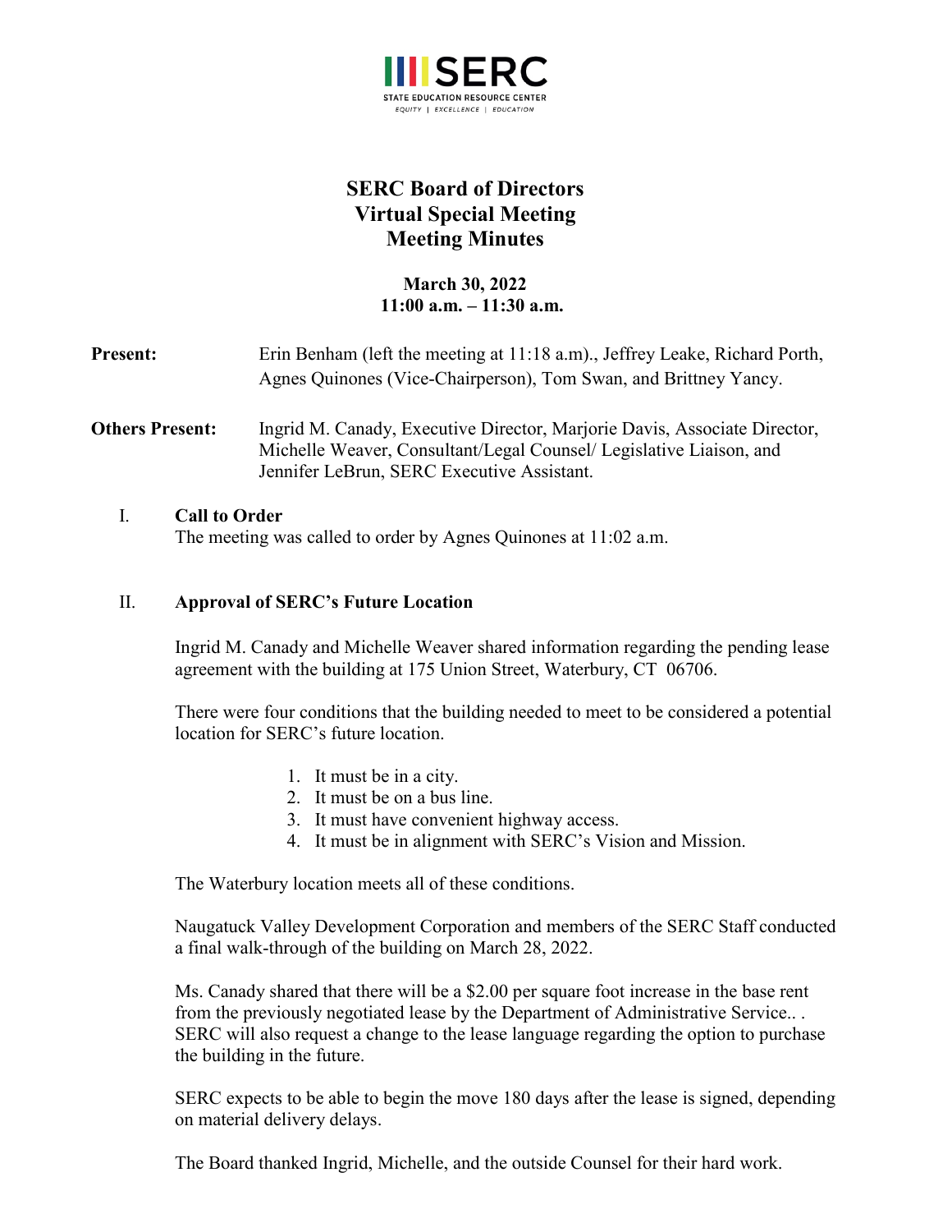**SERC**

STATE EDUCATION RESOURCE CENTER

*EQUITY | EXCELLENCE | EDUCATION*

# SERC Board of Directors
# Virtual Special Meeting
# Meeting Minutes

**March 30, 2022**
**11:00 a.m. – 11:30 a.m.**

**Present:** Erin Benham (left the meeting at 11:18 a.m)., Jeffrey Leake, Richard Porth, Agnes Quinones (Vice-Chairperson), Tom Swan, and Brittney Yancy.

**Others Present:** Ingrid M. Canady, Executive Director, Marjorie Davis, Associate Director, Michelle Weaver, Consultant/Legal Counsel/ Legislative Liaison, and Jennifer LeBrun, SERC Executive Assistant.

I. **Call to Order**

The meeting was called to order by Agnes Quinones at 11:02 a.m.

II. **Approval of SERC's Future Location**

Ingrid M. Canady and Michelle Weaver shared information regarding the pending lease agreement with the building at 175 Union Street, Waterbury, CT 06706.

There were four conditions that the building needed to meet to be considered a potential location for SERC's future location.

1. It must be in a city.
2. It must be on a bus line.
3. It must have convenient highway access.
4. It must be in alignment with SERC's Vision and Mission.

The Waterbury location meets all of these conditions.

Naugatuck Valley Development Corporation and members of the SERC Staff conducted a final walk-through of the building on March 28, 2022.

Ms. Canady shared that there will be a $2.00 per square foot increase in the base rent from the previously negotiated lease by the Department of Administrative Service.. . SERC will also request a change to the lease language regarding the option to purchase the building in the future.

SERC expects to be able to begin the move 180 days after the lease is signed, depending on material delivery delays.

The Board thanked Ingrid, Michelle, and the outside Counsel for their hard work.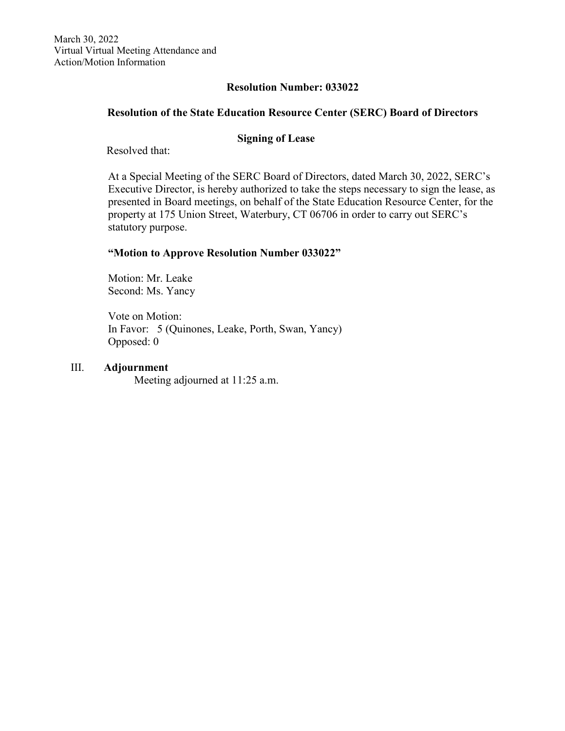March 30, 2022
Virtual Virtual Meeting Attendance and
Action/Motion Information

**Resolution Number: 033022**

**Resolution of the State Education Resource Center (SERC) Board of Directors**

**Signing of Lease**

Resolved that:

At a Special Meeting of the SERC Board of Directors, dated March 30, 2022, SERC's Executive Director, is hereby authorized to take the steps necessary to sign the lease, as presented in Board meetings, on behalf of the State Education Resource Center, for the property at 175 Union Street, Waterbury, CT 06706 in order to carry out SERC's statutory purpose.

**"Motion to Approve Resolution Number 033022"**

Motion: Mr. Leake
Second: Ms. Yancy

Vote on Motion:
In Favor: 5 (Quinones, Leake, Porth, Swan, Yancy)
Opposed: 0

III. **Adjournment**

Meeting adjourned at 11:25 a.m.